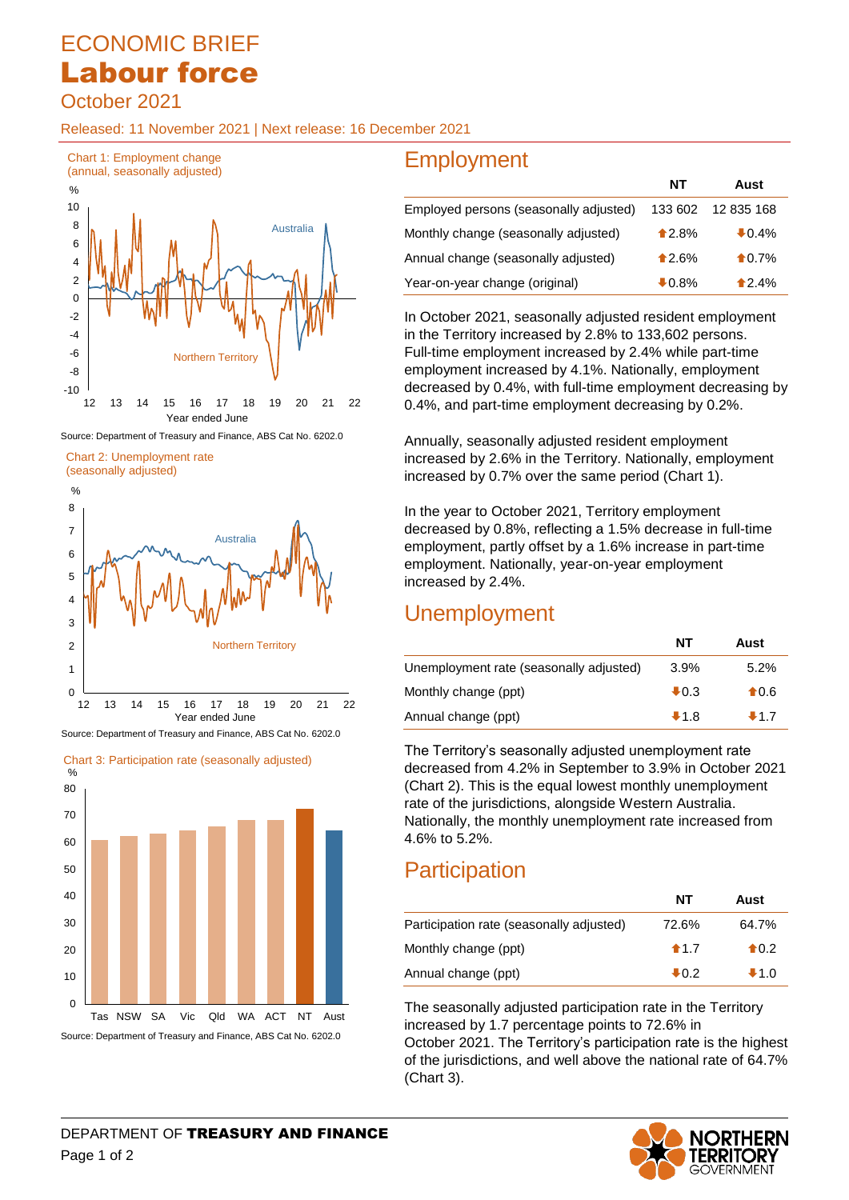# ECONOMIC BRIEF
# Labour force
## October 2021

Released: 11 November 2021 | Next release: 16 December 2021

Chart 1: Employment change (annual, seasonally adjusted)

Source: Department of Treasury and Finance, ABS Cat No. 6202.0

Chart 2: Unemployment rate (seasonally adjusted)

Source: Department of Treasury and Finance, ABS Cat No. 6202.0

Chart 3: Participation rate (seasonally adjusted)

Source: Department of Treasury and Finance, ABS Cat No. 6202.0

## Employment

| | NT | Aust |
|---|---|---|
| Employed persons (seasonally adjusted) | 133 602 | 12 835 168 |
| Monthly change (seasonally adjusted) | ⬆2.8% | ⬇0.4% |
| Annual change (seasonally adjusted) | ⬆2.6% | ⬆0.7% |
| Year-on-year change (original) | ⬇0.8% | ⬆2.4% |

In October 2021, seasonally adjusted resident employment in the Territory increased by 2.8% to 133,602 persons. Full-time employment increased by 2.4% while part-time employment increased by 4.1%. Nationally, employment decreased by 0.4%, with full-time employment decreasing by 0.4%, and part-time employment decreasing by 0.2%.

Annually, seasonally adjusted resident employment increased by 2.6% in the Territory. Nationally, employment increased by 0.7% over the same period (Chart 1).

In the year to October 2021, Territory employment decreased by 0.8%, reflecting a 1.5% decrease in full-time employment, partly offset by a 1.6% increase in part-time employment. Nationally, year-on-year employment increased by 2.4%.

## Unemployment

| | NT | Aust |
|---|---|---|
| Unemployment rate (seasonally adjusted) | 3.9% | 5.2% |
| Monthly change (ppt) | ⬇0.3 | ⬆0.6 |
| Annual change (ppt) | ⬇1.8 | ⬇1.7 |

The Territory's seasonally adjusted unemployment rate decreased from 4.2% in September to 3.9% in October 2021 (Chart 2). This is the equal lowest monthly unemployment rate of the jurisdictions, alongside Western Australia. Nationally, the monthly unemployment rate increased from 4.6% to 5.2%.

## Participation

| | NT | Aust |
|---|---|---|
| Participation rate (seasonally adjusted) | 72.6% | 64.7% |
| Monthly change (ppt) | ⬆1.7 | ⬆0.2 |
| Annual change (ppt) | ⬇0.2 | ⬇1.0 |

The seasonally adjusted participation rate in the Territory increased by 1.7 percentage points to 72.6% in October 2021. The Territory's participation rate is the highest of the jurisdictions, and well above the national rate of 64.7% (Chart 3).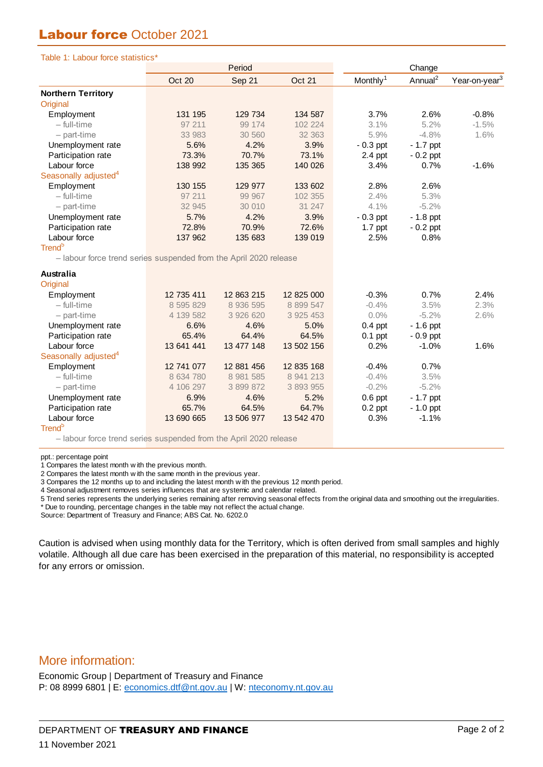# Labour force October 2021

Table 1: Labour force statistics*

| | Period | | | Change | | |
|---|---|---|---|---|---|---|
| | Oct 20 | Sep 21 | Oct 21 | Monthly[1] | Annual[2] | Year-on-year[3] |
| **Northern Territory** | | | | | | |
| Original | | | | | | |
| Employment | 131 195 | 129 734 | 134 587 | 3.7% | 2.6% | -0.8% |
| – full-time | 97 211 | 99 174 | 102 224 | 3.1% | 5.2% | -1.5% |
| – part-time | 33 983 | 30 560 | 32 363 | 5.9% | -4.8% | 1.6% |
| Unemployment rate | 5.6% | 4.2% | 3.9% | - 0.3 ppt | - 1.7 ppt | |
| Participation rate | 73.3% | 70.7% | 73.1% | 2.4 ppt | - 0.2 ppt | |
| Labour force | 138 992 | 135 365 | 140 026 | 3.4% | 0.7% | -1.6% |
| Seasonally adjusted[4] | | | | | | |
| Employment | 130 155 | 129 977 | 133 602 | 2.8% | 2.6% | |
| – full-time | 97 211 | 99 967 | 102 355 | 2.4% | 5.3% | |
| – part-time | 32 945 | 30 010 | 31 247 | 4.1% | -5.2% | |
| Unemployment rate | 5.7% | 4.2% | 3.9% | - 0.3 ppt | - 1.8 ppt | |
| Participation rate | 72.8% | 70.9% | 72.6% | 1.7 ppt | - 0.2 ppt | |
| Labour force | 137 962 | 135 683 | 139 019 | 2.5% | 0.8% | |
| Trend[5] | | | | | | |
| – labour force trend series suspended from the April 2020 release | | | | | | |
| **Australia** | | | | | | |
| Original | | | | | | |
| Employment | 12 735 411 | 12 863 215 | 12 825 000 | -0.3% | 0.7% | 2.4% |
| – full-time | 8 595 829 | 8 936 595 | 8 899 547 | -0.4% | 3.5% | 2.3% |
| – part-time | 4 139 582 | 3 926 620 | 3 925 453 | 0.0% | -5.2% | 2.6% |
| Unemployment rate | 6.6% | 4.6% | 5.0% | 0.4 ppt | - 1.6 ppt | |
| Participation rate | 65.4% | 64.4% | 64.5% | 0.1 ppt | - 0.9 ppt | |
| Labour force | 13 641 441 | 13 477 148 | 13 502 156 | 0.2% | -1.0% | 1.6% |
| Seasonally adjusted[4] | | | | | | |
| Employment | 12 741 077 | 12 881 456 | 12 835 168 | -0.4% | 0.7% | |
| – full-time | 8 634 780 | 8 981 585 | 8 941 213 | -0.4% | 3.5% | |
| – part-time | 4 106 297 | 3 899 872 | 3 893 955 | -0.2% | -5.2% | |
| Unemployment rate | 6.9% | 4.6% | 5.2% | 0.6 ppt | - 1.7 ppt | |
| Participation rate | 65.7% | 64.5% | 64.7% | 0.2 ppt | - 1.0 ppt | |
| Labour force | 13 690 665 | 13 506 977 | 13 542 470 | 0.3% | -1.1% | |
| Trend[5] | | | | | | |
| – labour force trend series suspended from the April 2020 release | | | | | | |

ppt.: percentage point
1 Compares the latest month with the previous month.
2 Compares the latest month with the same month in the previous year.
3 Compares the 12 months up to and including the latest month with the previous 12 month period.
4 Seasonal adjustment removes series influences that are systemic and calendar related.
5 Trend series represents the underlying series remaining after removing seasonal effects from the original data and smoothing out the irregularities.
* Due to rounding, percentage changes in the table may not reflect the actual change.
Source: Department of Treasury and Finance; ABS Cat. No. 6202.0

Caution is advised when using monthly data for the Territory, which is often derived from small samples and highly volatile. Although all due care has been exercised in the preparation of this material, no responsibility is accepted for any errors or omission.

## More information:

Economic Group | Department of Treasury and Finance
P: 08 8999 6801 | E: economics.dtf@nt.gov.au | W: nteconomy.nt.gov.au

DEPARTMENT OF **TREASURY AND FINANCE**
11 November 2021